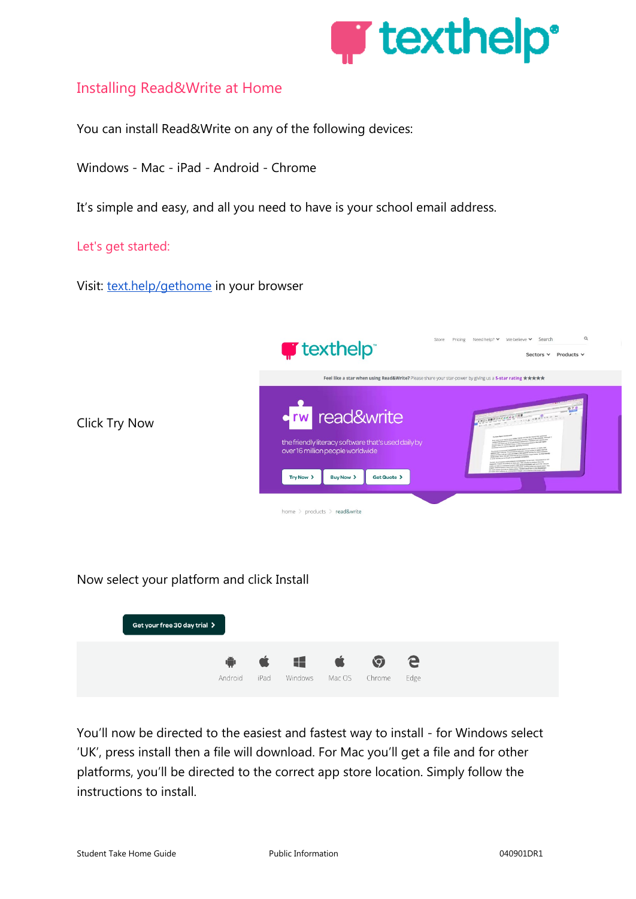## Installing Read&Write at Home

You can install Read&Write on any of the following devices:

Windows - Mac - iPad - Android - Chrome

It's simple and easy, and all you need to have is your school email address.

### Let's get started:

Visit: [text.help/gethome](text.help/gethome) in your browser

Click Try Now

Now select your platform and click Install

You'll now be directed to the easiest and fastest way to install - for Windows select 'UK', press install then a file will download. For Mac you'll get a file and for other platforms, you'll be directed to the correct app store location. Simply follow the instructions to install.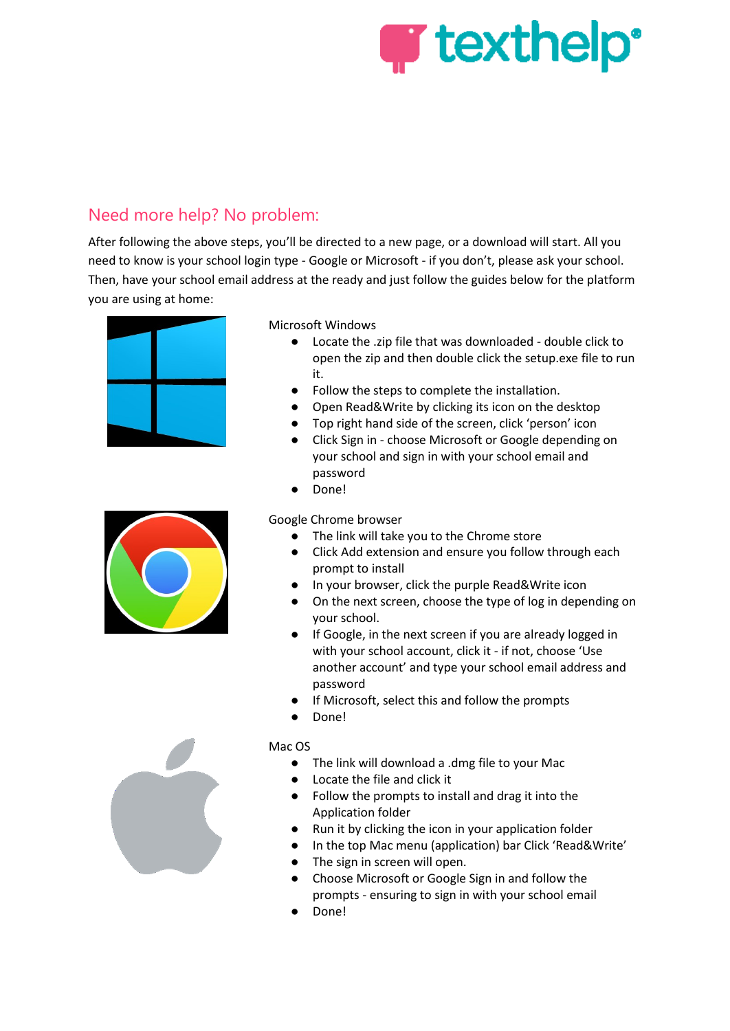## Need more help? No problem:

After following the above steps, you'll be directed to a new page, or a download will start. All you need to know is your school login type - Google or Microsoft - if you don't, please ask your school. Then, have your school email address at the ready and just follow the guides below for the platform you are using at home:

Microsoft Windows

- Locate the .zip file that was downloaded - double click to open the zip and then double click the setup.exe file to run it.
- Follow the steps to complete the installation.
- Open Read&Write by clicking its icon on the desktop
- Top right hand side of the screen, click 'person' icon
- Click Sign in - choose Microsoft or Google depending on your school and sign in with your school email and password
- Done!

Google Chrome browser

- The link will take you to the Chrome store
- Click Add extension and ensure you follow through each prompt to install
- In your browser, click the purple Read&Write icon
- On the next screen, choose the type of log in depending on your school.
- If Google, in the next screen if you are already logged in with your school account, click it - if not, choose 'Use another account' and type your school email address and password
- If Microsoft, select this and follow the prompts
- Done!

Mac OS

- The link will download a .dmg file to your Mac
- Locate the file and click it
- Follow the prompts to install and drag it into the Application folder
- Run it by clicking the icon in your application folder
- In the top Mac menu (application) bar Click 'Read&Write'
- The sign in screen will open.
- Choose Microsoft or Google Sign in and follow the prompts - ensuring to sign in with your school email
- Done!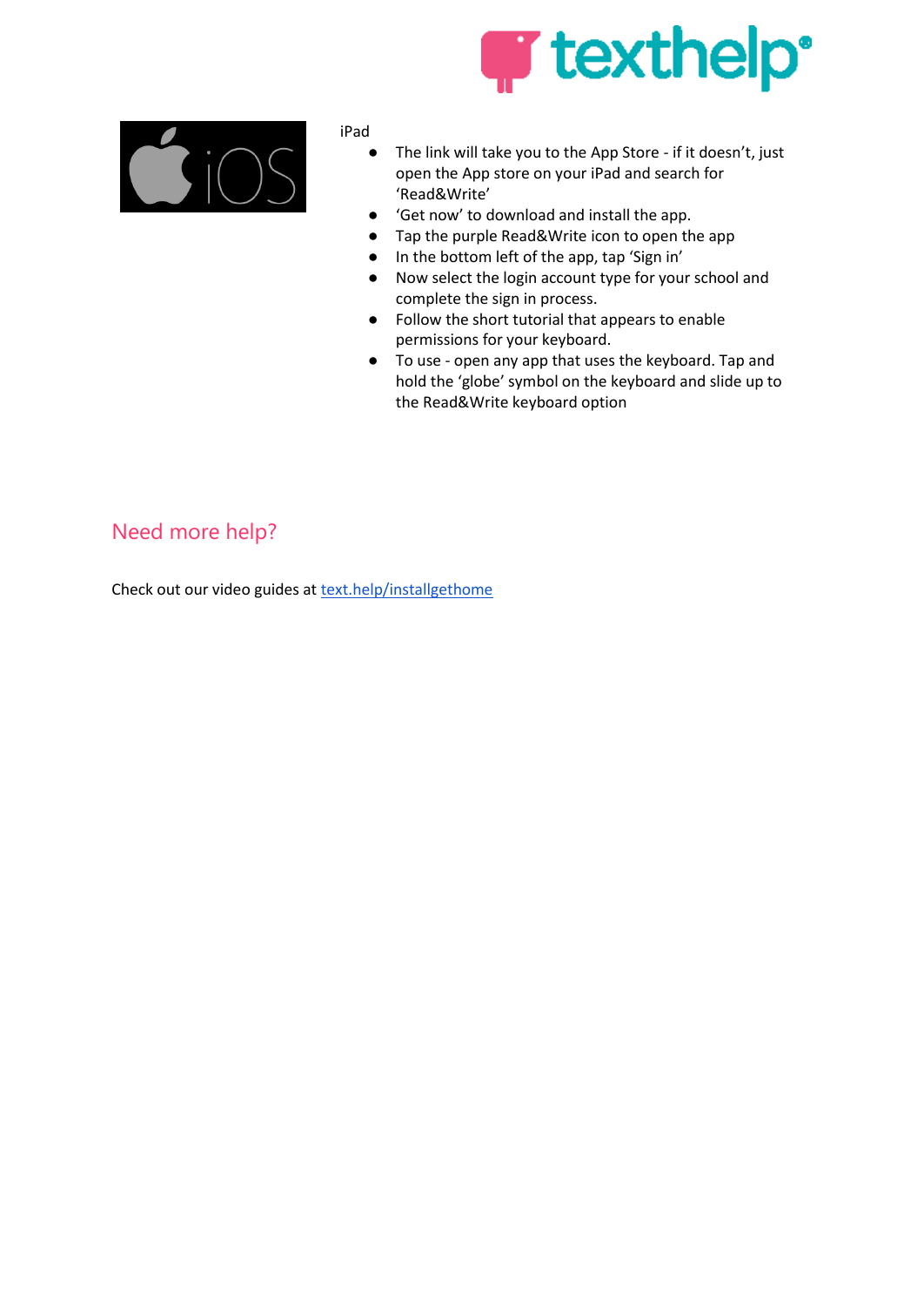iPad

- The link will take you to the App Store - if it doesn't, just open the App store on your iPad and search for 'Read&Write'
- 'Get now' to download and install the app.
- Tap the purple Read&Write icon to open the app
- In the bottom left of the app, tap 'Sign in'
- Now select the login account type for your school and complete the sign in process.
- Follow the short tutorial that appears to enable permissions for your keyboard.
- To use - open any app that uses the keyboard. Tap and hold the 'globe' symbol on the keyboard and slide up to the Read&Write keyboard option

## Need more help?

Check out our video guides at [text.help/installgethome](text.help/installgethome)